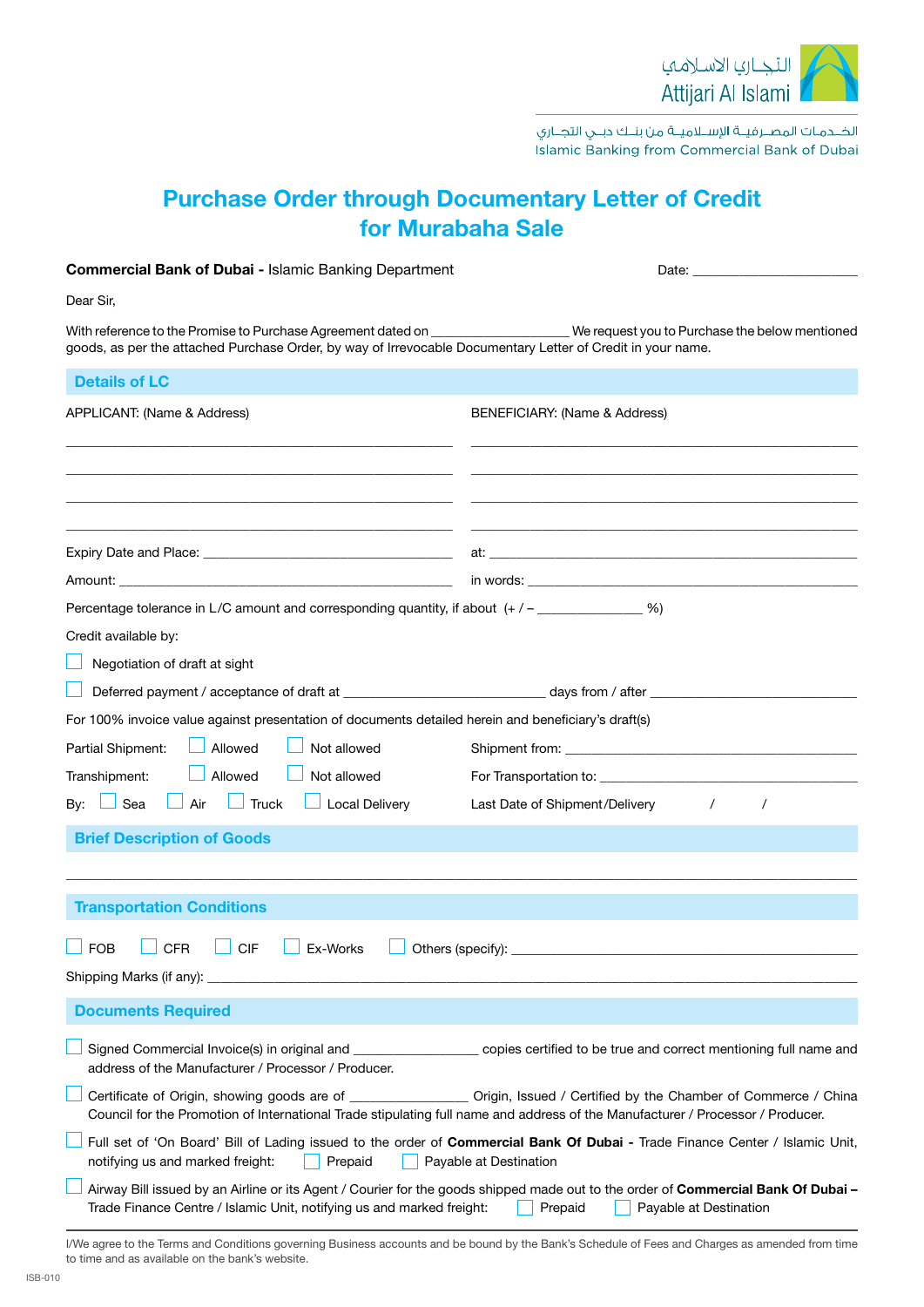التجاري الاسلامي
Attijari Al Islami

الخدمات المصرفية الإسلامية من بنك دبي التجاري
Islamic Banking from Commercial Bank of Dubai

# Purchase Order through Documentary Letter of Credit for Murabaha Sale

**Commercial Bank of Dubai -** Islamic Banking Department

Date: ______________________

Dear Sir,

With reference to the Promise to Purchase Agreement dated on __________________ We request you to Purchase the below mentioned goods, as per the attached Purchase Order, by way of Irrevocable Documentary Letter of Credit in your name.

## Details of LC

APPLICANT: (Name & Address)

______________________________________________

______________________________________________

______________________________________________

______________________________________________

BENEFICIARY: (Name & Address)

______________________________________________

______________________________________________

______________________________________________

______________________________________________

Expiry Date and Place: ______________________________ at: ______________________________

Amount: ______________________________ in words: ______________________________

Percentage tolerance in L/C amount and corresponding quantity, if about (+ / – ______________ %)

Credit available by:

☐ Negotiation of draft at sight

☐ Deferred payment / acceptance of draft at __________________________ days from / after __________________________

For 100% invoice value against presentation of documents detailed herein and beneficiary's draft(s)

Partial Shipment: ☐ Allowed ☐ Not allowed

Shipment from: ______________________________

Transhipment: ☐ Allowed ☐ Not allowed

For Transportation to: ______________________________

By: ☐ Sea ☐ Air ☐ Truck ☐ Local Delivery

Last Date of Shipment/Delivery / /

## Brief Description of Goods

______________________________________________________________________________

## Transportation Conditions

☐ FOB ☐ CFR ☐ CIF ☐ Ex-Works ☐ Others (specify): ______________________________

Shipping Marks (if any): ______________________________________________________________

## Documents Required

☐ Signed Commercial Invoice(s) in original and ________________ copies certified to be true and correct mentioning full name and address of the Manufacturer / Processor / Producer.

☐ Certificate of Origin, showing goods are of ________________ Origin, Issued / Certified by the Chamber of Commerce / China Council for the Promotion of International Trade stipulating full name and address of the Manufacturer / Processor / Producer.

☐ Full set of 'On Board' Bill of Lading issued to the order of **Commercial Bank Of Dubai -** Trade Finance Center / Islamic Unit, notifying us and marked freight: ☐ Prepaid ☐ Payable at Destination

☐ Airway Bill issued by an Airline or its Agent / Courier for the goods shipped made out to the order of **Commercial Bank Of Dubai –** Trade Finance Centre / Islamic Unit, notifying us and marked freight: ☐ Prepaid ☐ Payable at Destination

I/We agree to the Terms and Conditions governing Business accounts and be bound by the Bank's Schedule of Fees and Charges as amended from time to time and as available on the bank's website.

ISB-010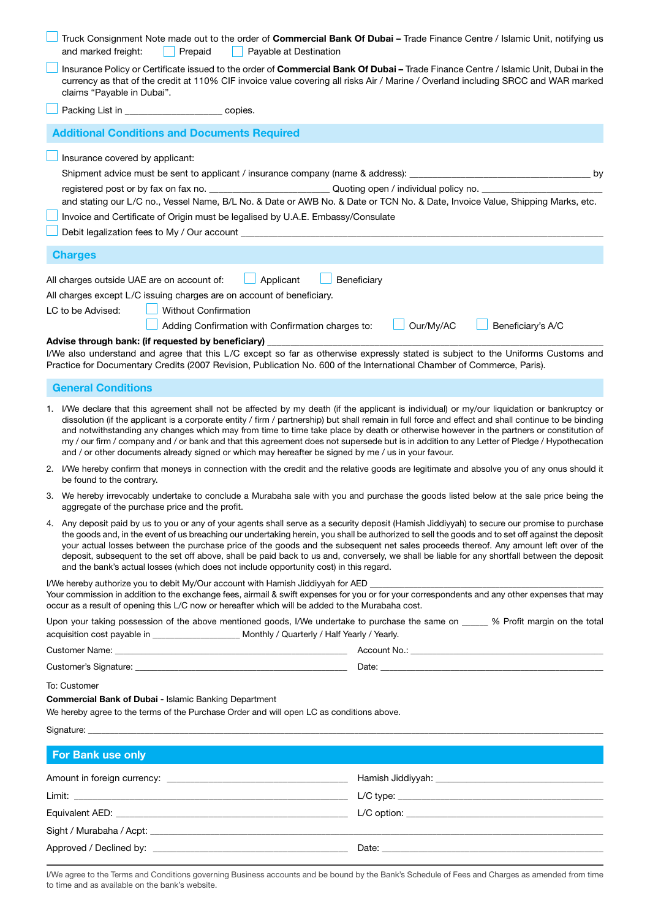☐ Truck Consignment Note made out to the order of **Commercial Bank Of Dubai –** Trade Finance Centre / Islamic Unit, notifying us and marked freight: ☐ Prepaid ☐ Payable at Destination

☐ Insurance Policy or Certificate issued to the order of **Commercial Bank Of Dubai –** Trade Finance Centre / Islamic Unit, Dubai in the currency as that of the credit at 110% CIF invoice value covering all risks Air / Marine / Overland including SRCC and WAR marked claims "Payable in Dubai".

☐ Packing List in ____________________ copies.

## Additional Conditions and Documents Required

☐ Insurance covered by applicant:

Shipment advice must be sent to applicant / insurance company (name & address): ______________________________________ by registered post or by fax on fax no. _________________________ Quoting open / individual policy no. _________________________ and stating our L/C no., Vessel Name, B/L No. & Date or AWB No. & Date or TCN No. & Date, Invoice Value, Shipping Marks, etc.

☐ Invoice and Certificate of Origin must be legalised by U.A.E. Embassy/Consulate

☐ Debit legalization fees to My / Our account ________________________________________________________________

## Charges

All charges outside UAE are on account of: ☐ Applicant ☐ Beneficiary

All charges except L/C issuing charges are on account of beneficiary.

LC to be Advised: ☐ Without Confirmation

☐ Adding Confirmation with Confirmation charges to: ☐ Our/My/AC ☐ Beneficiary's A/C

**Advise through bank: (if requested by beneficiary)** ________________________________________________

I/We also understand and agree that this L/C except so far as otherwise expressly stated is subject to the Uniforms Customs and Practice for Documentary Credits (2007 Revision, Publication No. 600 of the International Chamber of Commerce, Paris).

## General Conditions

1. I/We declare that this agreement shall not be affected by my death (if the applicant is individual) or my/our liquidation or bankruptcy or dissolution (if the applicant is a corporate entity / firm / partnership) but shall remain in full force and effect and shall continue to be binding and notwithstanding any changes which may from time to time take place by death or otherwise however in the partners or constitution of my / our firm / company and / or bank and that this agreement does not supersede but is in addition to any Letter of Pledge / Hypothecation and / or other documents already signed or which may hereafter be signed by me / us in your favour.
2. I/We hereby confirm that moneys in connection with the credit and the relative goods are legitimate and absolve you of any onus should it be found to the contrary.
3. We hereby irrevocably undertake to conclude a Murabaha sale with you and purchase the goods listed below at the sale price being the aggregate of the purchase price and the profit.
4. Any deposit paid by us to you or any of your agents shall serve as a security deposit (Hamish Jiddiyyah) to secure our promise to purchase the goods and, in the event of us breaching our undertaking herein, you shall be authorized to sell the goods and to set off against the deposit your actual losses between the purchase price of the goods and the subsequent net sales proceeds thereof. Any amount left over of the deposit, subsequent to the set off above, shall be paid back to us and, conversely, we shall be liable for any shortfall between the deposit and the bank's actual losses (which does not include opportunity cost) in this regard.

I/We hereby authorize you to debit My/Our account with Hamish Jiddiyyah for AED ________________________________________________

Your commission in addition to the exchange fees, airmail & swift expenses for you or for your correspondents and any other expenses that may occur as a result of opening this L/C now or hereafter which will be added to the Murabaha cost.

Upon your taking possession of the above mentioned goods, I/We undertake to purchase the same on ______ % Profit margin on the total acquisition cost payable in __________________ Monthly / Quarterly / Half Yearly / Yearly.

Customer Name: ______________________________________ Account No.: ______________________________________

Customer's Signature: __________________________________ Date: ______________________________________

To: Customer

**Commercial Bank of Dubai -** Islamic Banking Department

We hereby agree to the terms of the Purchase Order and will open LC as conditions above.

Signature: ________________________________________________________________________________

## For Bank use only

Amount in foreign currency: ______________________________ Hamish Jiddiyyah: ______________________________

Limit: ______________________________ L/C type: ______________________________

Equivalent AED: ______________________________ L/C option: ______________________________

Sight / Murabaha / Acpt: ________________________________________________________________

Approved / Declined by: ______________________________ Date: ______________________________

I/We agree to the Terms and Conditions governing Business accounts and be bound by the Bank's Schedule of Fees and Charges as amended from time to time and as available on the bank's website.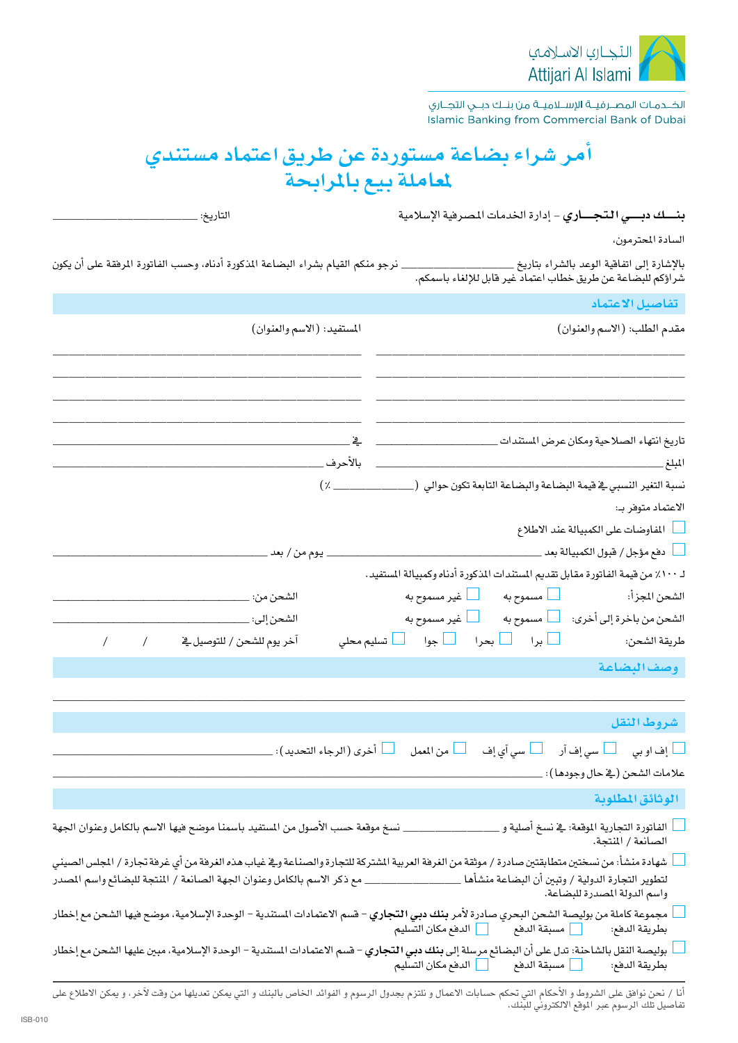التجاري الاسلامي
Attijari Al Islami

الخدمات المصرفية الإسلامية من بنك دبي التجاري
Islamic Banking from Commercial Bank of Dubai

# أمر شراء بضاعة مستوردة عن طريق اعتماد مستندي لمعاملة بيع بالمرابحة

**بنــك دبــي التجــاري** - إدارة الخدمات المصرفية الإسلامية — التاريخ: ____________

السادة المحترمون،

بالإشارة إلى اتفاقية الوعد بالشراء بتاريخ ____________ نرجو منكم القيام بشراء البضاعة المذكورة أدناه، وحسب الفاتورة المرفقة على أن يكون شراؤكم للبضاعة عن طريق خطاب اعتماد غير قابل للإلغاء باسمكم.

## تفاصيل الاعتماد

مقدم الطلب: (الاسم والعنوان) ____________ — المستفيد: (الاسم والعنوان) ____________

تاريخ انتهاء الصلاحية ومكان عرض المستندات ____________ في ____________

المبلغ ____________ بالأحرف ____________

نسبة التغير النسبي في قيمة البضاعة والبضاعة التابعة تكون حوالي (____________ ٪)

الاعتماد متوفر بـ:

- ☐ المفاوضات على الكمبيالة عند الاطلاع
- ☐ دفع مؤجل / قبول الكمبيالة بعد ____________ يوم من / بعد ____________

لـ ١٠٠٪ من قيمة الفاتورة مقابل تقديم المستندات المذكورة أدناه وكمبيالة المستفيد.

الشحن المجزأ: ☐ مسموح به ☐ غير مسموح به — الشحن من: ____________

الشحن من باخرة إلى أخرى: ☐ مسموح به ☐ غير مسموح به — الشحن إلى: ____________

طريقة الشحن: ☐ برا ☐ بحرا ☐ جوا ☐ تسليم محلي — آخر يوم للشحن / للتوصيل في / /

## وصف البضاعة

____________

## شروط النقل

☐ إف او بي ☐ سي إف آر ☐ سي آي إف ☐ من المعمل ☐ أخرى (الرجاء التحديد): ____________

علامات الشحن (في حال وجودها): ____________

## الوثائق المطلوبة

- ☐ الفاتورة التجارية الموقعة: في نسخ أصلية و ____________ نسخ موقعة حسب الأصول من المستفيد باسمنا موضح فيها الاسم بالكامل وعنوان الجهة الصانعة / المنتجة.
- ☐ شهادة منشأ: من نسختين متطابقتين صادرة / موثقة من الغرفة العربية المشتركة للتجارة والصناعة وفي غياب هذه الغرفة من أي غرفة تجارة / المجلس الصيني لتطوير التجارة الدولية / وتبين أن البضاعة منشأها ____________ مع ذكر الاسم بالكامل وعنوان الجهة الصانعة / المنتجة للبضائع واسم المصدر واسم الدولة المصدرة للبضاعة.
- ☐ مجموعة كاملة من بوليصة الشحن البحري صادرة لأمر **بنك دبي التجاري** - قسم الاعتمادات المستندية - الوحدة الإسلامية، موضح فيها الشحن مع إخطار بطريقة الدفع: ☐ مسبقة الدفع ☐ الدفع مكان التسليم
- ☐ بوليصة النقل بالشاحنة: تدل على أن البضائع مرسلة إلى **بنك دبي التجاري** - قسم الاعتمادات المستندية - الوحدة الإسلامية، مبين عليها الشحن مع إخطار بطريقة الدفع: ☐ مسبقة الدفع ☐ الدفع مكان التسليم

أنا / نحن نوافق على الشروط و الأحكام التي تحكم حسابات الاعمال و نلتزم بجدول الرسوم و الفوائد الخاص بالبنك و التي يمكن تعديلها من وقت لآخر، و يمكن الاطلاع على تفاصيل تلك الرسوم عبر الموقع الالكتروني للبنك.

ISB-010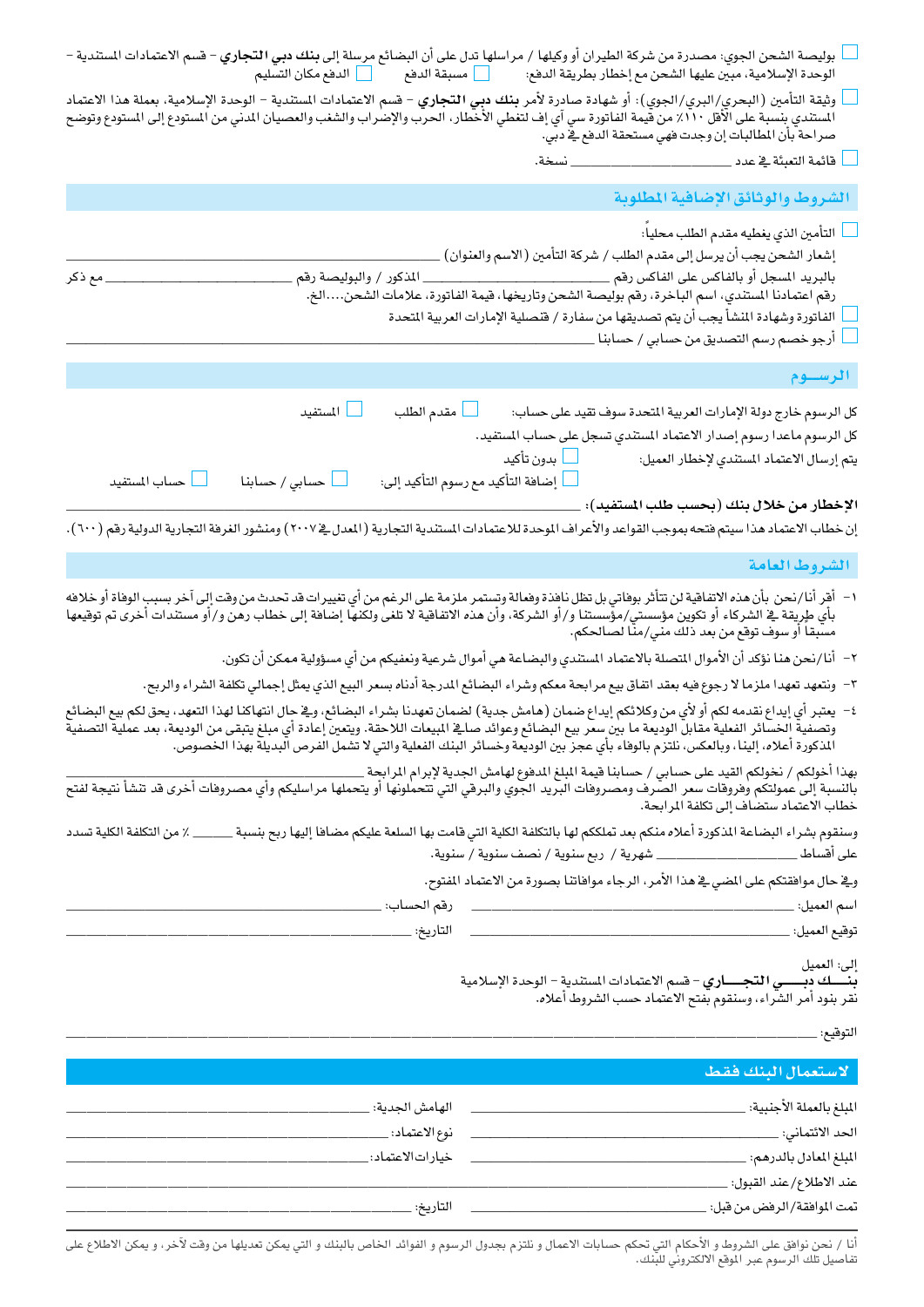☐ بوليصة الشحن الجوي: مصدرة من شركة الطيران أو وكيلها / مراسلها تدل على أن البضائع مرسلة إلى **بنك دبي التجاري** – قسم الاعتمادات المستندية – الوحدة الإسلامية، مبين عليها الشحن مع إخطار بطريقة الدفع: ☐ مسبقة الدفع ☐ الدفع مكان التسليم

☐ وثيقة التأمين (البحري/البري/الجوي): أو شهادة صادرة لأمر **بنك دبي التجاري** – قسم الاعتمادات المستندية – الوحدة الإسلامية، بعملة هذا الاعتماد المستندي بنسبة على الأقل ١١٠٪ من قيمة الفاتورة سي آي إف لتغطي الأخطار، الحرب والإضراب والشغب والعصيان المدني من المستودع إلى المستودع وتوضح صراحة بأن المطالبات إن وجدت فهي مستحقة الدفع في دبي.

☐ قائمة التعبئة في عدد ________________ نسخة.

## الشروط والوثائق الإضافية المطلوبة

☐ التأمين الذي يغطيه مقدم الطلب محلياً:

إشعار الشحن يجب أن يرسل إلى مقدم الطلب / شركة التأمين (الاسم والعنوان) ________________

بالبريد المسجل أو بالفاكس على الفاكس رقم ________________ المذكور / والبوليصة رقم ________________ مع ذكر رقم اعتمادنا المستندي، اسم الباخرة، رقم بوليصة الشحن وتاريخها، قيمة الفاتورة، علامات الشحن....الخ.

☐ الفاتورة وشهادة المنشأ يجب أن يتم تصديقها من سفارة / قنصلية الإمارات العربية المتحدة

☐ أرجو خصم رسم التصديق من حسابي / حسابنا ________________

## الرسـوم

كل الرسوم خارج دولة الإمارات العربية المتحدة سوف تقيد على حساب: ☐ مقدم الطلب ☐ المستفيد

كل الرسوم ماعدا رسوم إصدار الاعتماد المستندي تسجل على حساب المستفيد.

يتم إرسال الاعتماد المستندي لإخطار العميل: ☐ بدون تأكيد

☐ إضافة التأكيد مع رسوم التأكيد إلى: ☐ حسابي / حسابنا ☐ حساب المستفيد

**الإخطار من خلال بنك (بحسب طلب المستفيد):** ________________

إن خطاب الاعتماد هذا سيتم فتحه بموجب القواعد والأعراف الموحدة للاعتمادات المستندية التجارية (المعدل في ٢٠٠٧) ومنشور الغرفة التجارية الدولية رقم (٦٠٠).

## الشروط العامة

١- أقر أنا/نحن بأن هذه الاتفاقية لن تتأثر بوفاتي بل تظل نافذة وفعالة وتستمر ملزمة على الرغم من أي تغييرات قد تحدث من وقت إلى آخر بسبب الوفاة أو خلافه بأي طريقة في الشركاء أو تكوين مؤسستي/مؤسستنا و/أو الشركة، وأن هذه الاتفاقية لا تلغى ولكنها إضافة إلى خطاب رهن و/أو مستندات أخرى تم توقيعها مسبقاً أو سوف توقع من بعد ذلك مني/منا لصالحكم.

٢- أنا/نحن هنا نؤكد أن الأموال المتصلة بالاعتماد المستندي والبضاعة هي أموال شرعية ونعفيكم من أي مسؤولية ممكن أن تكون.

٣- ونتعهد تعهداً ملزماً لا رجوع فيه بعقد اتفاق بيع مرابحة معكم وشراء البضائع المدرجة أدناه بسعر البيع الذي يمثل إجمالي تكلفة الشراء والربح.

٤- يعتبر أي إيداع نقدمه لكم أو لأي من وكلائكم إيداع ضمان (هامش جدية) لضمان تعهدنا بشراء البضائع، وفي حال انتهاكنا لهذا التعهد، يحق لكم بيع البضائع وتصفية الخسائر الفعلية مقابل الوديعة ما بين سعر بيع البضائع وعوائد صافي المبيعات اللاحقة. ويتعين إعادة أي مبلغ يتبقى من الوديعة، بعد عملية التصفية المذكورة أعلاه، إلينا، وبالعكس، نلتزم بالوفاء بأي عجز بين الوديعة وخسائر البنك الفعلية والتي لا تشمل الفرص البديلة بهذا الخصوص.

بهذا أخولكم / نخولكم القيد على حسابي / حسابنا قيمة المبلغ المدفوع لهامش الجدية لإبرام المرابحة ________________ بالنسبة إلى عمولتكم وفروقات سعر الصرف ومصروفات البريد الجوي والبرقي التي تتحملونها أو يتحملها مراسليكم وأي مصروفات أخرى قد تنشأ نتيجة لفتح خطاب الاعتماد ستضاف إلى تكلفة المرابحة.

وسنقوم بشراء البضاعة المذكورة أعلاه منكم بعد تملككم لها بالتكلفة الكلية التي قامت بها السلعة عليكم مضافاً إليها ربح بنسبة ______ ٪ من التكلفة الكلية تسدد على أقساط ______ شهرية / ربع سنوية / نصف سنوية / سنوية.

وفي حال موافقتكم على المضي في هذا الأمر، الرجاء موافاتنا بصورة من الاعتماد المفتوح.

اسم العميل: ________________ رقم الحساب: ________________

توقيع العميل: ________________ التاريخ: ________________

إلى: العميل

**بنـــك دبـــي التجـــاري** – قسم الاعتمادات المستندية – الوحدة الإسلامية

نقر بنود أمر الشراء، وسنقوم بفتح الاعتماد حسب الشروط أعلاه.

التوقيع: ________________

## لاستعمال البنك فقط

المبلغ بالعملة الأجنبية: ________________ الهامش الجدية: ________________

الحد الائتماني: ________________ نوع الاعتماد: ________________

المبلغ المعادل بالدرهم: ________________ خيارات الاعتماد: ________________

عند الاطلاع/عند القبول: ________________

تمت الموافقة/الرفض من قبل: ________________ التاريخ: ________________

أنا / نحن نوافق على الشروط و الأحكام التي تحكم حسابات الاعمال و نلتزم بجدول الرسوم و الفوائد الخاص بالبنك و التي يمكن تعديلها من وقت لآخر، و يمكن الاطلاع على تفاصيل تلك الرسوم عبر الموقع الالكتروني للبنك.